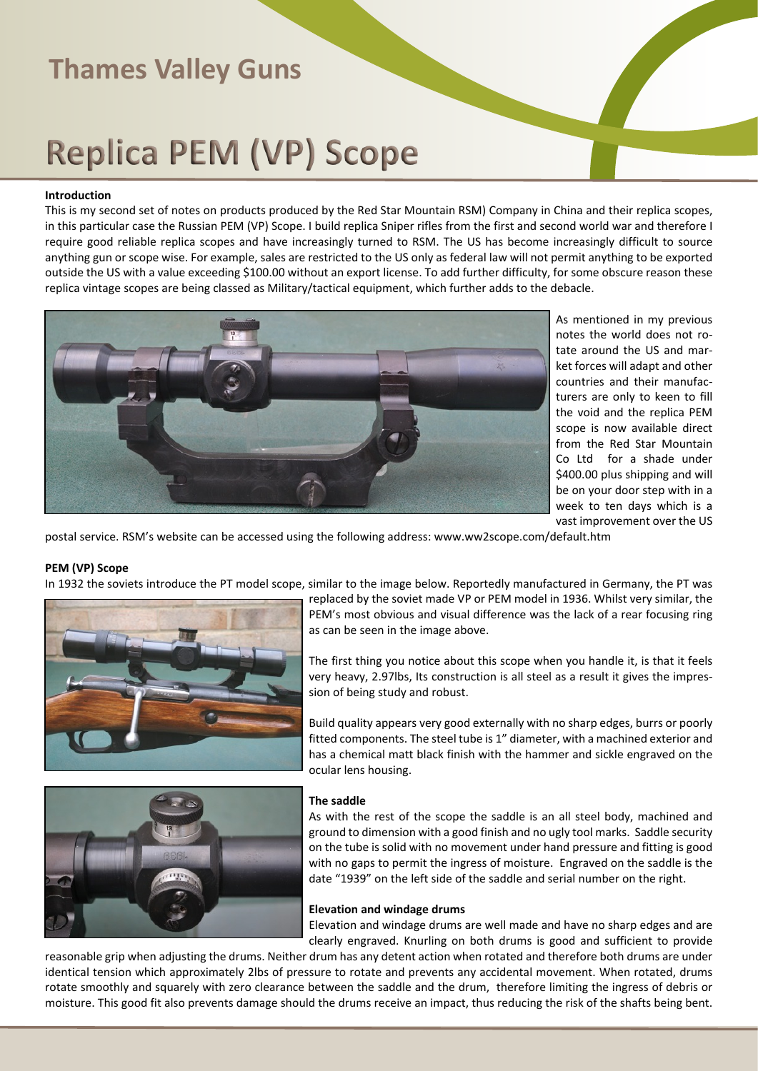# Thames Valley Guns

# Replica PEM (VP) Scope

**Introduction**

This is my second set of notes on products produced by the Red Star Mountain RSM) Company in China and their replica scopes, in this particular case the Russian PEM (VP) Scope. I build replica Sniper rifles from the first and second world war and therefore I require good reliable replica scopes and have increasingly turned to RSM. The US has become increasingly difficult to source anything gun or scope wise. For example, sales are restricted to the US only as federal law will not permit anything to be exported outside the US with a value exceeding $100.00 without an export license. To add further difficulty, for some obscure reason these replica vintage scopes are being classed as Military/tactical equipment, which further adds to the debacle.

As mentioned in my previous notes the world does not rotate around the US and market forces will adapt and other countries and their manufacturers are only to keen to fill the void and the replica PEM scope is now available direct from the Red Star Mountain Co Ltd for a shade under $400.00 plus shipping and will be on your door step with in a week to ten days which is a vast improvement over the US postal service. RSM's website can be accessed using the following address: www.ww2scope.com/default.htm

**PEM (VP) Scope**

In 1932 the soviets introduce the PT model scope, similar to the image below. Reportedly manufactured in Germany, the PT was replaced by the soviet made VP or PEM model in 1936. Whilst very similar, the PEM's most obvious and visual difference was the lack of a rear focusing ring as can be seen in the image above.

The first thing you notice about this scope when you handle it, is that it feels very heavy, 2.97lbs, Its construction is all steel as a result it gives the impression of being study and robust.

Build quality appears very good externally with no sharp edges, burrs or poorly fitted components. The steel tube is 1" diameter, with a machined exterior and has a chemical matt black finish with the hammer and sickle engraved on the ocular lens housing.

**The saddle**

As with the rest of the scope the saddle is an all steel body, machined and ground to dimension with a good finish and no ugly tool marks. Saddle security on the tube is solid with no movement under hand pressure and fitting is good with no gaps to permit the ingress of moisture. Engraved on the saddle is the date "1939" on the left side of the saddle and serial number on the right.

**Elevation and windage drums**

Elevation and windage drums are well made and have no sharp edges and are clearly engraved. Knurling on both drums is good and sufficient to provide reasonable grip when adjusting the drums. Neither drum has any detent action when rotated and therefore both drums are under identical tension which approximately 2lbs of pressure to rotate and prevents any accidental movement. When rotated, drums rotate smoothly and squarely with zero clearance between the saddle and the drum, therefore limiting the ingress of debris or moisture. This good fit also prevents damage should the drums receive an impact, thus reducing the risk of the shafts being bent.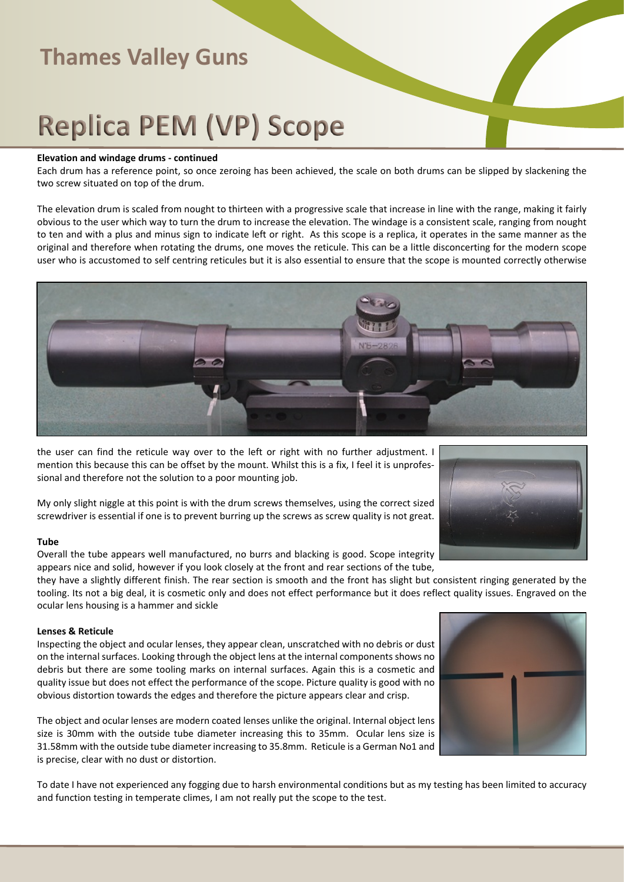# Replica PEM (VP) Scope

**Elevation and windage drums - continued**

Each drum has a reference point, so once zeroing has been achieved, the scale on both drums can be slipped by slackening the two screw situated on top of the drum.

The elevation drum is scaled from nought to thirteen with a progressive scale that increase in line with the range, making it fairly obvious to the user which way to turn the drum to increase the elevation. The windage is a consistent scale, ranging from nought to ten and with a plus and minus sign to indicate left or right. As this scope is a replica, it operates in the same manner as the original and therefore when rotating the drums, one moves the reticule. This can be a little disconcerting for the modern scope user who is accustomed to self centring reticules but it is also essential to ensure that the scope is mounted correctly otherwise the user can find the reticule way over to the left or right with no further adjustment. I mention this because this can be offset by the mount. Whilst this is a fix, I feel it is unprofessional and therefore not the solution to a poor mounting job.

My only slight niggle at this point is with the drum screws themselves, using the correct sized screwdriver is essential if one is to prevent burring up the screws as screw quality is not great.

**Tube**

Overall the tube appears well manufactured, no burrs and blacking is good. Scope integrity appears nice and solid, however if you look closely at the front and rear sections of the tube, they have a slightly different finish. The rear section is smooth and the front has slight but consistent ringing generated by the tooling. Its not a big deal, it is cosmetic only and does not effect performance but it does reflect quality issues. Engraved on the ocular lens housing is a hammer and sickle

**Lenses & Reticule**

Inspecting the object and ocular lenses, they appear clean, unscratched with no debris or dust on the internal surfaces. Looking through the object lens at the internal components shows no debris but there are some tooling marks on internal surfaces. Again this is a cosmetic and quality issue but does not effect the performance of the scope. Picture quality is good with no obvious distortion towards the edges and therefore the picture appears clear and crisp.

The object and ocular lenses are modern coated lenses unlike the original. Internal object lens size is 30mm with the outside tube diameter increasing this to 35mm. Ocular lens size is 31.58mm with the outside tube diameter increasing to 35.8mm. Reticule is a German No1 and is precise, clear with no dust or distortion.

To date I have not experienced any fogging due to harsh environmental conditions but as my testing has been limited to accuracy and function testing in temperate climes, I am not really put the scope to the test.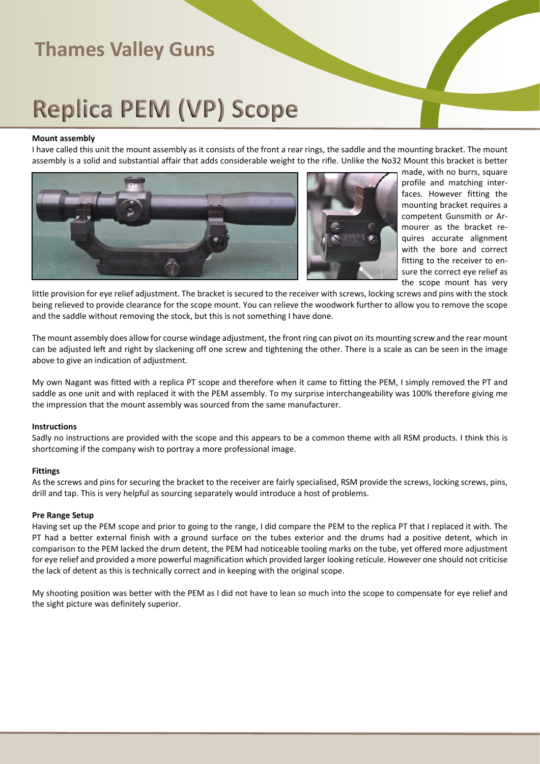# Replica PEM (VP) Scope

**Mount assembly**

I have called this unit the mount assembly as it consists of the front a rear rings, the saddle and the mounting bracket. The mount assembly is a solid and substantial affair that adds considerable weight to the rifle. Unlike the No32 Mount this bracket is better made, with no burrs, square profile and matching interfaces. However fitting the mounting bracket requires a competent Gunsmith or Armourer as the bracket requires accurate alignment with the bore and correct fitting to the receiver to ensure the correct eye relief as the scope mount has very little provision for eye relief adjustment. The bracket is secured to the receiver with screws, locking screws and pins with the stock being relieved to provide clearance for the scope mount. You can relieve the woodwork further to allow you to remove the scope and the saddle without removing the stock, but this is not something I have done.

The mount assembly does allow for course windage adjustment, the front ring can pivot on its mounting screw and the rear mount can be adjusted left and right by slackening off one screw and tightening the other. There is a scale as can be seen in the image above to give an indication of adjustment.

My own Nagant was fitted with a replica PT scope and therefore when it came to fitting the PEM, I simply removed the PT and saddle as one unit and with replaced it with the PEM assembly. To my surprise interchangeability was 100% therefore giving me the impression that the mount assembly was sourced from the same manufacturer.

**Instructions**

Sadly no instructions are provided with the scope and this appears to be a common theme with all RSM products. I think this is shortcoming if the company wish to portray a more professional image.

**Fittings**

As the screws and pins for securing the bracket to the receiver are fairly specialised, RSM provide the screws, locking screws, pins, drill and tap. This is very helpful as sourcing separately would introduce a host of problems.

**Pre Range Setup**

Having set up the PEM scope and prior to going to the range, I did compare the PEM to the replica PT that I replaced it with. The PT had a better external finish with a ground surface on the tubes exterior and the drums had a positive detent, which in comparison to the PEM lacked the drum detent, the PEM had noticeable tooling marks on the tube, yet offered more adjustment for eye relief and provided a more powerful magnification which provided larger looking reticule. However one should not criticise the lack of detent as this is technically correct and in keeping with the original scope.

My shooting position was better with the PEM as I did not have to lean so much into the scope to compensate for eye relief and the sight picture was definitely superior.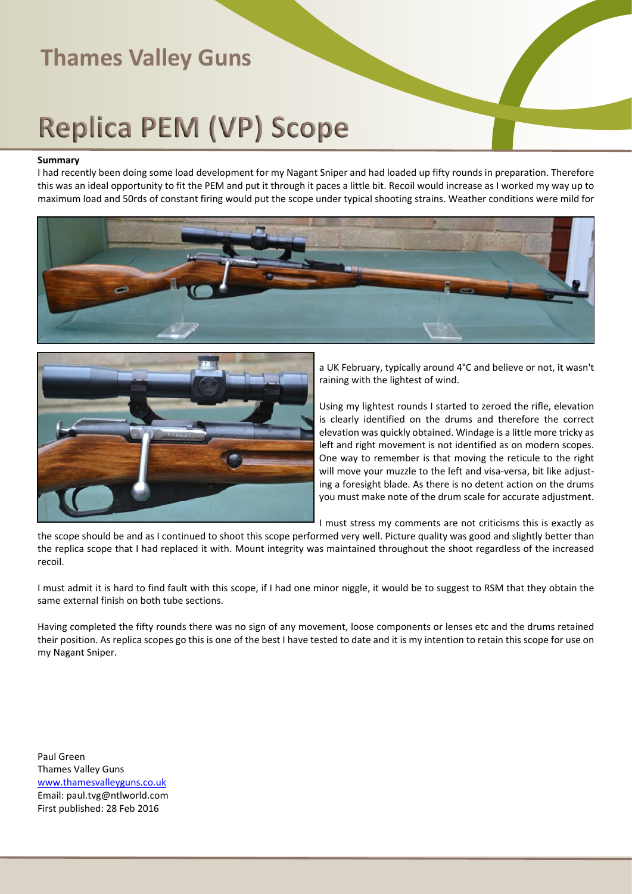# Thames Valley Guns

# Replica PEM (VP) Scope

**Summary**

I had recently been doing some load development for my Nagant Sniper and had loaded up fifty rounds in preparation. Therefore this was an ideal opportunity to fit the PEM and put it through it paces a little bit. Recoil would increase as I worked my way up to maximum load and 50rds of constant firing would put the scope under typical shooting strains. Weather conditions were mild for a UK February, typically around 4°C and believe or not, it wasn't raining with the lightest of wind.

Using my lightest rounds I started to zeroed the rifle, elevation is clearly identified on the drums and therefore the correct elevation was quickly obtained. Windage is a little more tricky as left and right movement is not identified as on modern scopes. One way to remember is that moving the reticule to the right will move your muzzle to the left and visa-versa, bit like adjusting a foresight blade. As there is no detent action on the drums you must make note of the drum scale for accurate adjustment.

I must stress my comments are not criticisms this is exactly as the scope should be and as I continued to shoot this scope performed very well. Picture quality was good and slightly better than the replica scope that I had replaced it with. Mount integrity was maintained throughout the shoot regardless of the increased recoil.

I must admit it is hard to find fault with this scope, if I had one minor niggle, it would be to suggest to RSM that they obtain the same external finish on both tube sections.

Having completed the fifty rounds there was no sign of any movement, loose components or lenses etc and the drums retained their position. As replica scopes go this is one of the best I have tested to date and it is my intention to retain this scope for use on my Nagant Sniper.

Paul Green
Thames Valley Guns
www.thamesvalleyguns.co.uk
Email: paul.tvg@ntlworld.com
First published: 28 Feb 2016